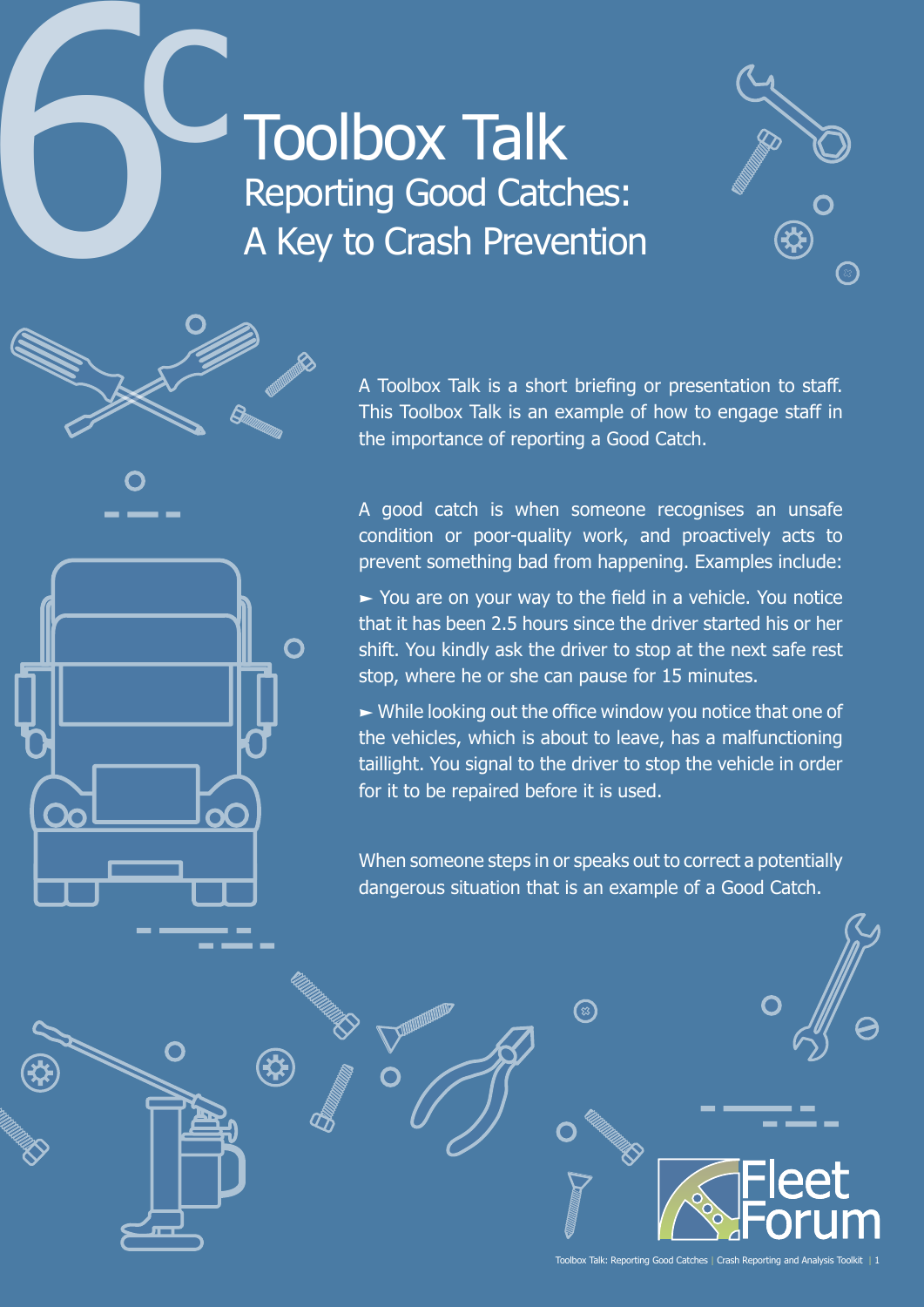# 6c Toolbox Talk

## Reporting Good Catches: A Key to Crash Prevention

A Toolbox Talk is a short briefing or presentation to staff. This Toolbox Talk is an example of how to engage staff in the importance of reporting a Good Catch.

A good catch is when someone recognises an unsafe condition or poor-quality work, and proactively acts to prevent something bad from happening. Examples include:

► You are on your way to the field in a vehicle. You notice that it has been 2.5 hours since the driver started his or her shift. You kindly ask the driver to stop at the next safe rest stop, where he or she can pause for 15 minutes.

► While looking out the office window you notice that one of the vehicles, which is about to leave, has a malfunctioning taillight. You signal to the driver to stop the vehicle in order for it to be repaired before it is used.

When someone steps in or speaks out to correct a potentially dangerous situation that is an example of a Good Catch.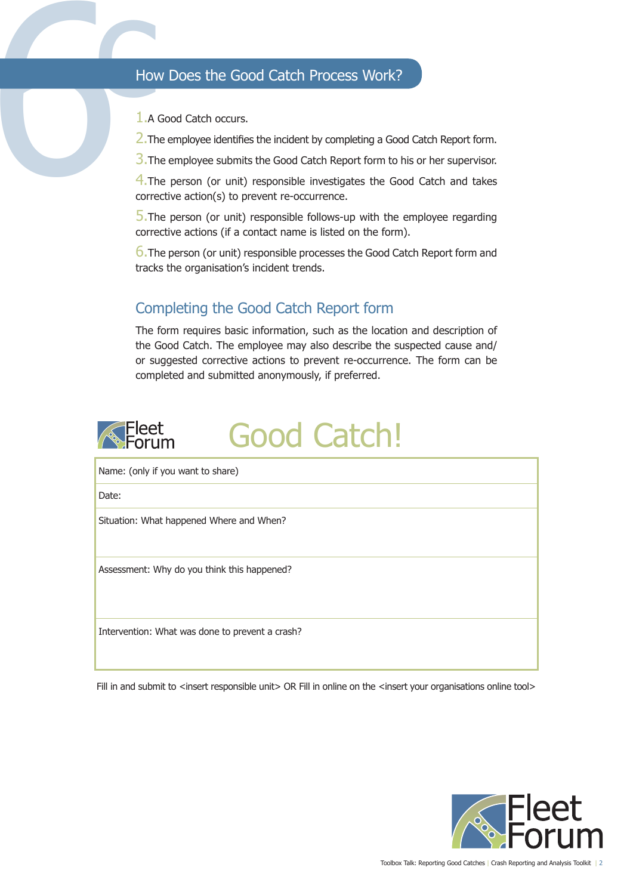## How Does the Good Catch Process Work?

1. A Good Catch occurs.
2. The employee identifies the incident by completing a Good Catch Report form.
3. The employee submits the Good Catch Report form to his or her supervisor.
4. The person (or unit) responsible investigates the Good Catch and takes corrective action(s) to prevent re-occurrence.
5. The person (or unit) responsible follows-up with the employee regarding corrective actions (if a contact name is listed on the form).
6. The person (or unit) responsible processes the Good Catch Report form and tracks the organisation's incident trends.

### Completing the Good Catch Report form

The form requires basic information, such as the location and description of the Good Catch. The employee may also describe the suspected cause and/or suggested corrective actions to prevent re-occurrence. The form can be completed and submitted anonymously, if preferred.

Fleet Forum

# Good Catch!

| Name: (only if you want to share) |
| --- |
| Date: |
| Situation: What happened Where and When? |
| Assessment: Why do you think this happened? |
| Intervention: What was done to prevent a crash? |

Fill in and submit to <insert responsible unit> OR Fill in online on the <insert your organisations online tool>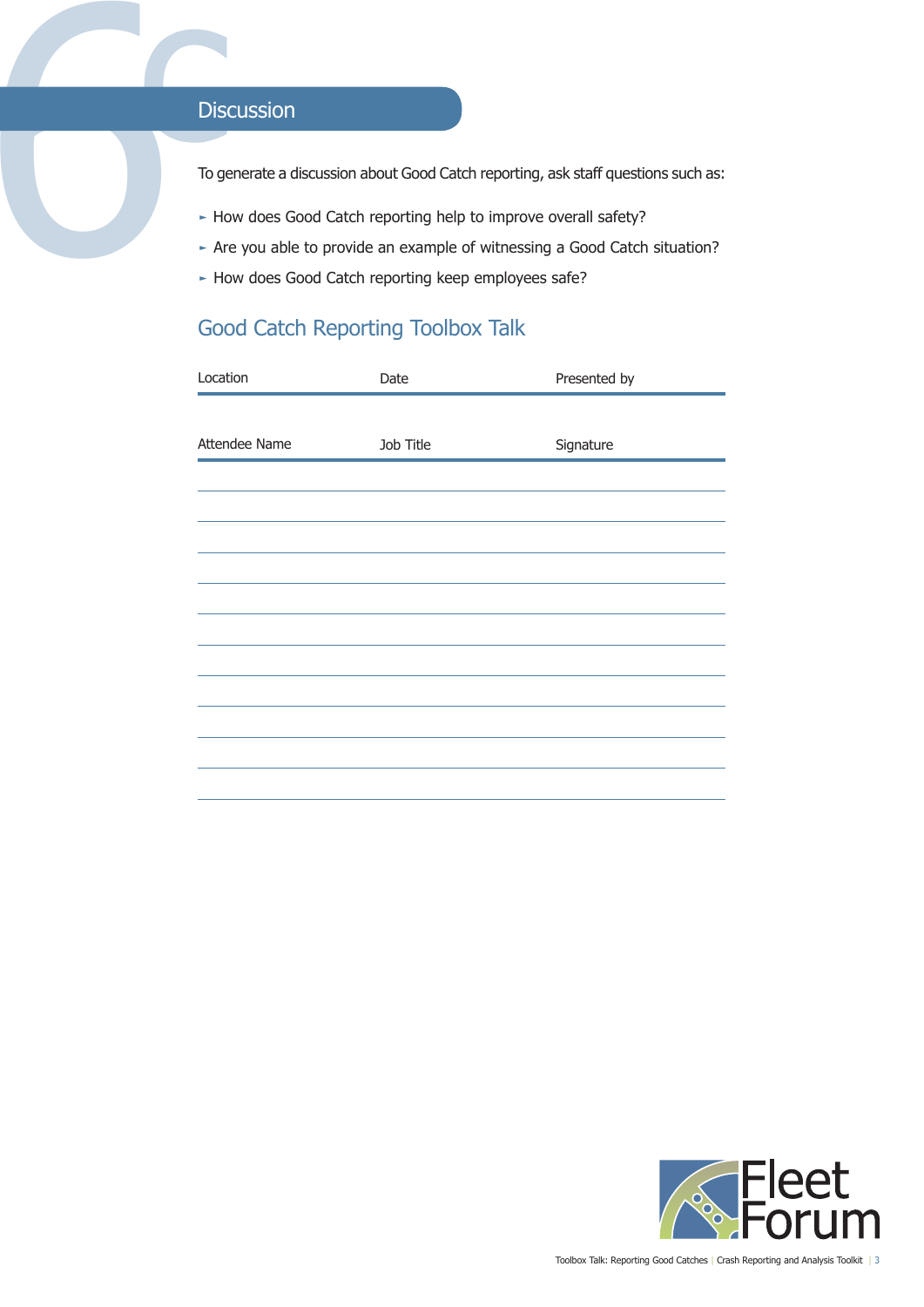## 6c Discussion

To generate a discussion about Good Catch reporting, ask staff questions such as:

- How does Good Catch reporting help to improve overall safety?
- Are you able to provide an example of witnessing a Good Catch situation?
- How does Good Catch reporting keep employees safe?

## Good Catch Reporting Toolbox Talk

| Location | Date | Presented by |
|---|---|---|
| | | |

| Attendee Name | Job Title | Signature |
|---|---|---|
| | | |
| | | |
| | | |
| | | |
| | | |
| | | |
| | | |
| | | |
| | | |
| | | |
| | | |